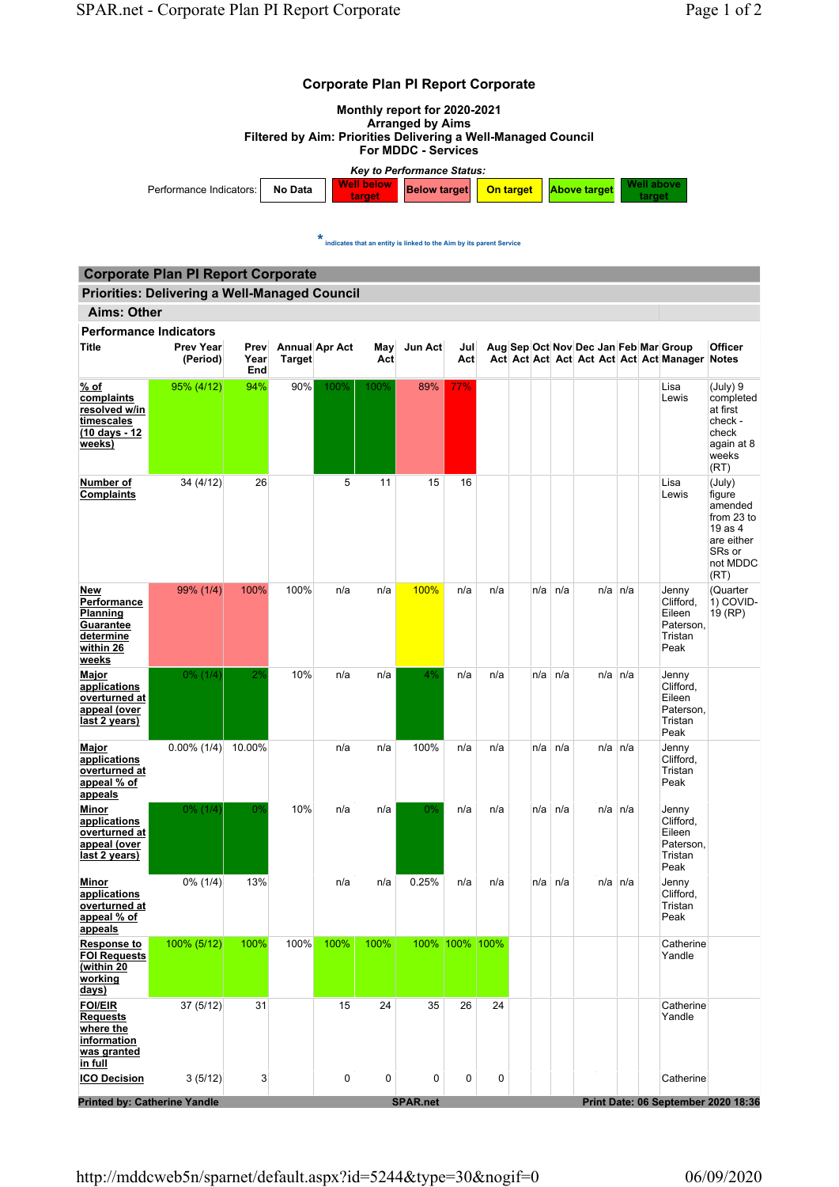# Corporate Plan PI Report Corporate

**Monthly report for 2020-2021**
**Arranged by Aims**
**Filtered by Aim: Priorities Delivering a Well-Managed Council**
**For MDDC - Services**

*Key to Performance Status:*

| Performance Indicators: | No Data | Well below target | Below target | On target | Above target | Well above target |
|---|---|---|---|---|---|---|

* indicates that an entity is linked to the Aim by its parent Service

## Corporate Plan PI Report Corporate

### Priorities: Delivering a Well-Managed Council

#### Aims: Other

**Performance Indicators**

| Title | Prev Year (Period) | Prev Year End | Annual Target | Apr Act | May Act | Jun Act | Jul Act | Aug Act | Sep Act | Oct Act | Nov Act | Dec Act | Jan Act | Feb Act | Mar Act | Group Manager | Officer Notes |
|---|---|---|---|---|---|---|---|---|---|---|---|---|---|---|---|---|---|
| % of complaints resolved w/in timescales (10 days - 12 weeks) | 95% (4/12) | 94% | 90% | 100% | 100% | 89% | 77% | | | | | | | | | Lisa Lewis | (July) 9 completed at first check - check again at 8 weeks (RT) |
| Number of Complaints | 34 (4/12) | 26 | | 5 | 11 | 15 | 16 | | | | | | | | | Lisa Lewis | (July) figure amended from 23 to 19 as 4 are either SRs or not MDDC (RT) |
| New Performance Planning Guarantee determine within 26 weeks | 99% (1/4) | 100% | 100% | n/a | n/a | 100% | n/a | n/a | | n/a | n/a | | n/a | n/a | | Jenny Clifford, Eileen Paterson, Tristan Peak | (Quarter 1) COVID-19 (RP) |
| Major applications overturned at appeal (over last 2 years) | 0% (1/4) | 2% | 10% | n/a | n/a | 4% | n/a | n/a | | n/a | n/a | | n/a | n/a | | Jenny Clifford, Eileen Paterson, Tristan Peak | |
| Major applications overturned at appeal % of appeals | 0.00% (1/4) | 10.00% | | n/a | n/a | 100% | n/a | n/a | | n/a | n/a | | n/a | n/a | | Jenny Clifford, Tristan Peak | |
| Minor applications overturned at appeal (over last 2 years) | 0% (1/4) | 0% | 10% | n/a | n/a | 0% | n/a | n/a | | n/a | n/a | | n/a | n/a | | Jenny Clifford, Eileen Paterson, Tristan Peak | |
| Minor applications overturned at appeal % of appeals | 0% (1/4) | 13% | | n/a | n/a | 0.25% | n/a | n/a | | n/a | n/a | | n/a | n/a | | Jenny Clifford, Tristan Peak | |
| Response to FOI Requests (within 20 working days) | 100% (5/12) | 100% | 100% | 100% | 100% | 100% | 100% | 100% | | | | | | | | Catherine Yandle | |
| FOI/EIR Requests where the information was granted in full | 37 (5/12) | 31 | | 15 | 24 | 35 | 26 | 24 | | | | | | | | Catherine Yandle | |
| ICO Decision | 3 (5/12) | 3 | | 0 | 0 | 0 | 0 | 0 | | | | | | | | Catherine | |

Printed by: Catherine Yandle | SPAR.net | Print Date: 06 September 2020 18:36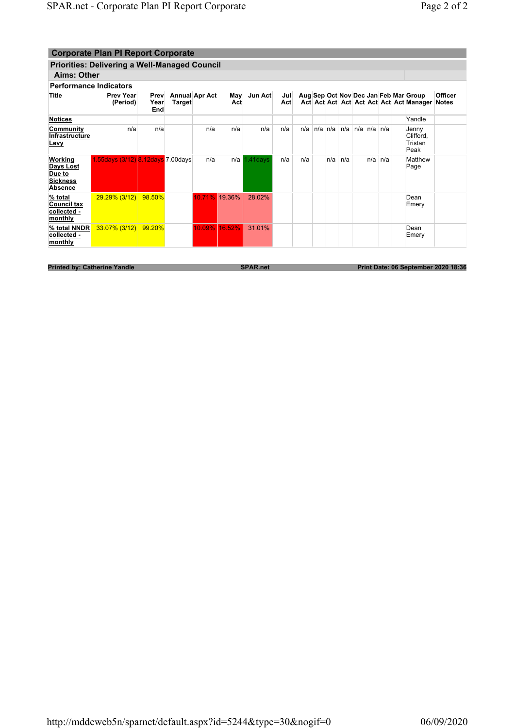## Corporate Plan PI Report Corporate

### Priorities: Delivering a Well-Managed Council

#### Aims: Other

**Performance Indicators**

| Title | Prev Year (Period) | Prev Year End | Annual Target | Apr Act | May Act | Jun Act | Jul Act | Aug Act | Sep Act | Oct Act | Nov Act | Dec Act | Jan Act | Feb Act | Mar Act | Group Manager | Officer Notes |
|---|---|---|---|---|---|---|---|---|---|---|---|---|---|---|---|---|---|
| Notices | | | | | | | | | | | | | | | | Yandle | |
| Community Infrastructure Levy | n/a | n/a | | n/a | n/a | n/a | n/a | n/a | n/a | n/a | n/a | n/a | n/a | n/a | | Jenny Clifford, Tristan Peak | |
| Working Days Lost Due to Sickness Absence | 1.55days (3/12) | 8.12days | 7.00days | n/a | n/a | 1.41days | n/a | n/a | | n/a | n/a | | n/a | n/a | | Matthew Page | |
| % total Council tax collected - monthly | 29.29% (3/12) | 98.50% | | 10.71% | 19.36% | 28.02% | | | | | | | | | | Dean Emery | |
| % total NNDR collected - monthly | 33.07% (3/12) | 99.20% | | 10.09% | 16.52% | 31.01% | | | | | | | | | | Dean Emery | |

Printed by: Catherine Yandle SPAR.net Print Date: 06 September 2020 18:36